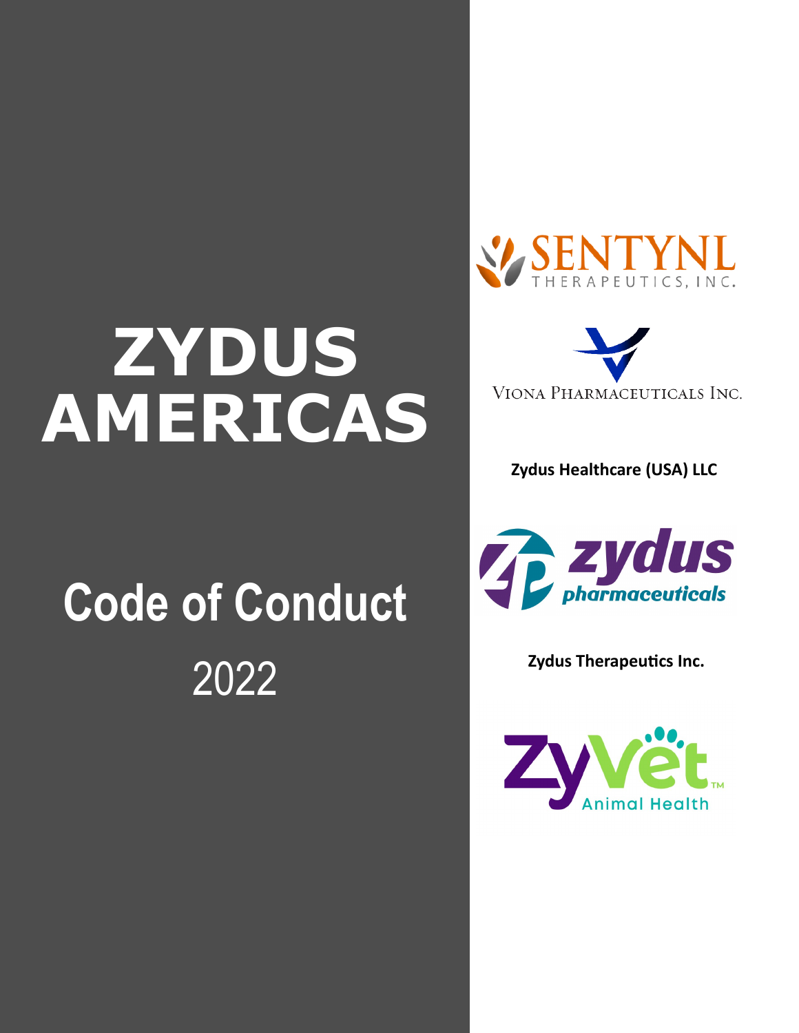# ZYDUS AMERICAS

# Code of Conduct

2022

SENTYNL THERAPEUTICS, INC.

VIONA PHARMACEUTICALS INC.

**Zydus Healthcare (USA) LLC**

zydus pharmaceuticals

**Zydus Therapeutics Inc.**

ZyVet™ Animal Health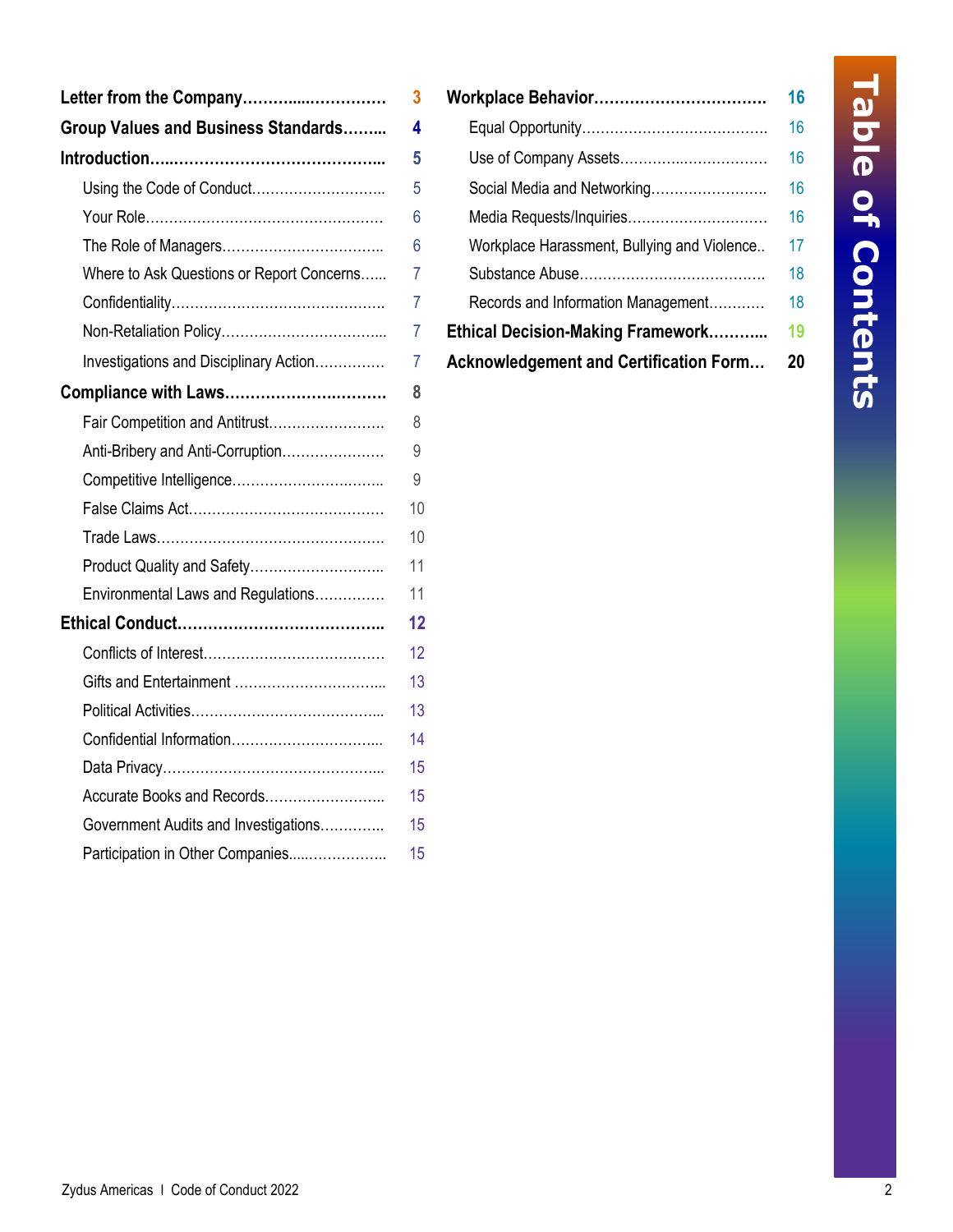# Table of Contents

**Letter from the Company** ..... 3

**Group Values and Business Standards** ..... 4

**Introduction** ..... 5

- Using the Code of Conduct ..... 5
- Your Role ..... 6
- The Role of Managers ..... 6
- Where to Ask Questions or Report Concerns ..... 7
- Confidentiality ..... 7
- Non-Retaliation Policy ..... 7
- Investigations and Disciplinary Action ..... 7

**Compliance with Laws** ..... 8

- Fair Competition and Antitrust ..... 8
- Anti-Bribery and Anti-Corruption ..... 9
- Competitive Intelligence ..... 9
- False Claims Act ..... 10
- Trade Laws ..... 10
- Product Quality and Safety ..... 11
- Environmental Laws and Regulations ..... 11

**Ethical Conduct** ..... 12

- Conflicts of Interest ..... 12
- Gifts and Entertainment ..... 13
- Political Activities ..... 13
- Confidential Information ..... 14
- Data Privacy ..... 15
- Accurate Books and Records ..... 15
- Government Audits and Investigations ..... 15
- Participation in Other Companies ..... 15

**Workplace Behavior** ..... 16

- Equal Opportunity ..... 16
- Use of Company Assets ..... 16
- Social Media and Networking ..... 16
- Media Requests/Inquiries ..... 16
- Workplace Harassment, Bullying and Violence ..... 17
- Substance Abuse ..... 18
- Records and Information Management ..... 18

**Ethical Decision-Making Framework** ..... 19

**Acknowledgement and Certification Form** ..... 20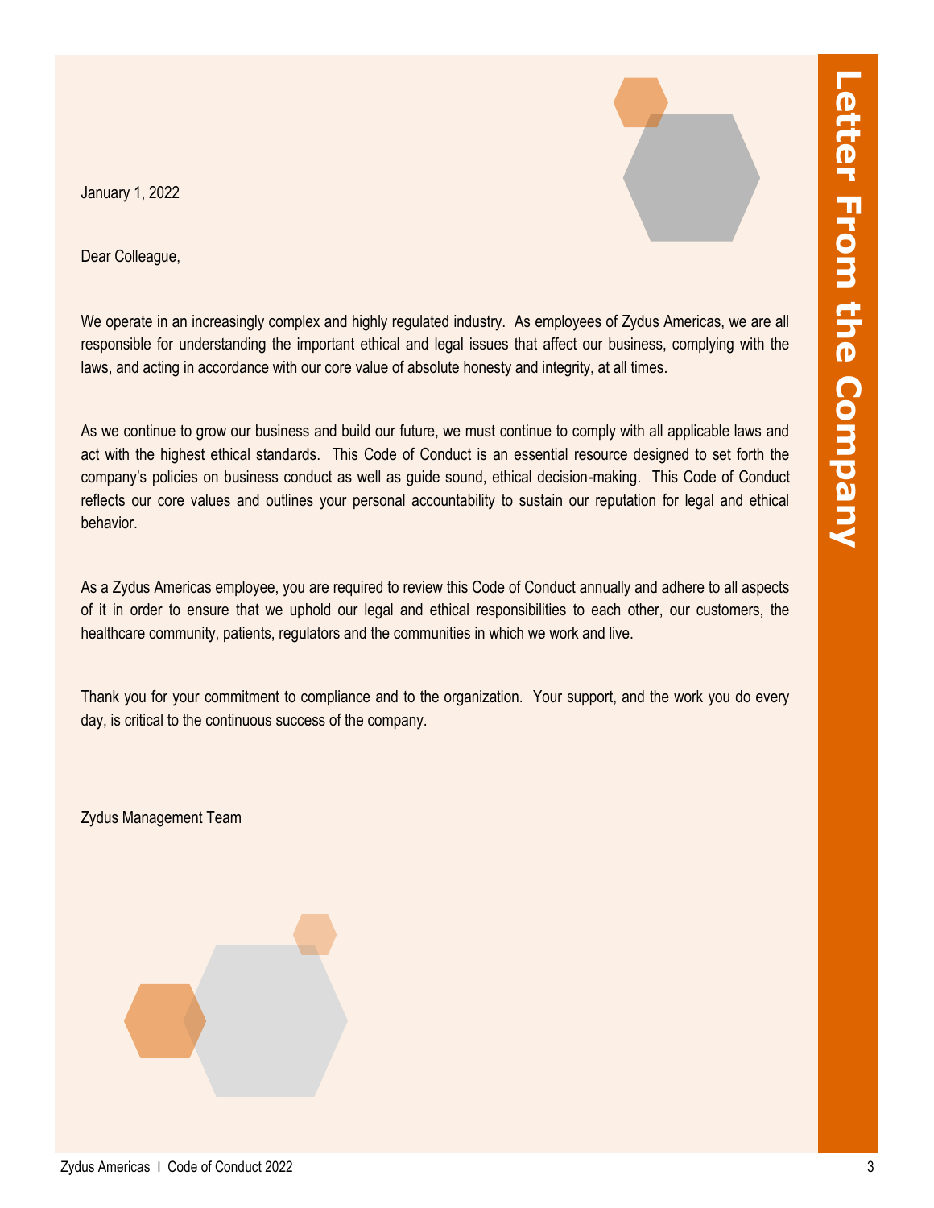# Letter From the Company

January 1, 2022

Dear Colleague,

We operate in an increasingly complex and highly regulated industry. As employees of Zydus Americas, we are all responsible for understanding the important ethical and legal issues that affect our business, complying with the laws, and acting in accordance with our core value of absolute honesty and integrity, at all times.

As we continue to grow our business and build our future, we must continue to comply with all applicable laws and act with the highest ethical standards. This Code of Conduct is an essential resource designed to set forth the company's policies on business conduct as well as guide sound, ethical decision-making. This Code of Conduct reflects our core values and outlines your personal accountability to sustain our reputation for legal and ethical behavior.

As a Zydus Americas employee, you are required to review this Code of Conduct annually and adhere to all aspects of it in order to ensure that we uphold our legal and ethical responsibilities to each other, our customers, the healthcare community, patients, regulators and the communities in which we work and live.

Thank you for your commitment to compliance and to the organization. Your support, and the work you do every day, is critical to the continuous success of the company.

Zydus Management Team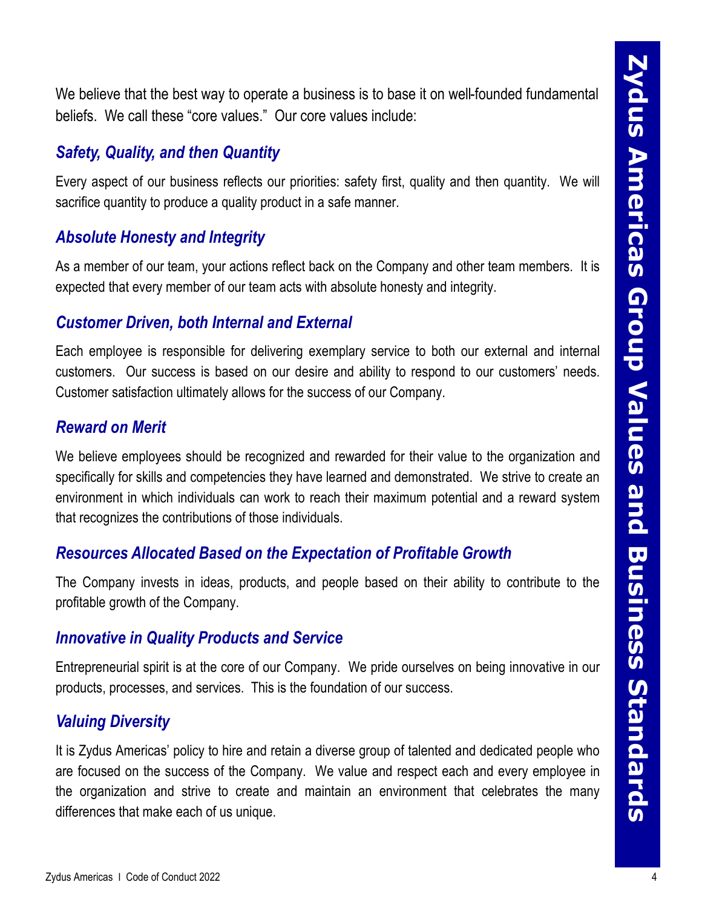We believe that the best way to operate a business is to base it on well-founded fundamental beliefs. We call these "core values." Our core values include:

### *Safety, Quality, and then Quantity*

Every aspect of our business reflects our priorities: safety first, quality and then quantity. We will sacrifice quantity to produce a quality product in a safe manner.

### *Absolute Honesty and Integrity*

As a member of our team, your actions reflect back on the Company and other team members. It is expected that every member of our team acts with absolute honesty and integrity.

### *Customer Driven, both Internal and External*

Each employee is responsible for delivering exemplary service to both our external and internal customers. Our success is based on our desire and ability to respond to our customers' needs. Customer satisfaction ultimately allows for the success of our Company.

### *Reward on Merit*

We believe employees should be recognized and rewarded for their value to the organization and specifically for skills and competencies they have learned and demonstrated. We strive to create an environment in which individuals can work to reach their maximum potential and a reward system that recognizes the contributions of those individuals.

### *Resources Allocated Based on the Expectation of Profitable Growth*

The Company invests in ideas, products, and people based on their ability to contribute to the profitable growth of the Company.

### *Innovative in Quality Products and Service*

Entrepreneurial spirit is at the core of our Company. We pride ourselves on being innovative in our products, processes, and services. This is the foundation of our success.

### *Valuing Diversity*

It is Zydus Americas' policy to hire and retain a diverse group of talented and dedicated people who are focused on the success of the Company. We value and respect each and every employee in the organization and strive to create and maintain an environment that celebrates the many differences that make each of us unique.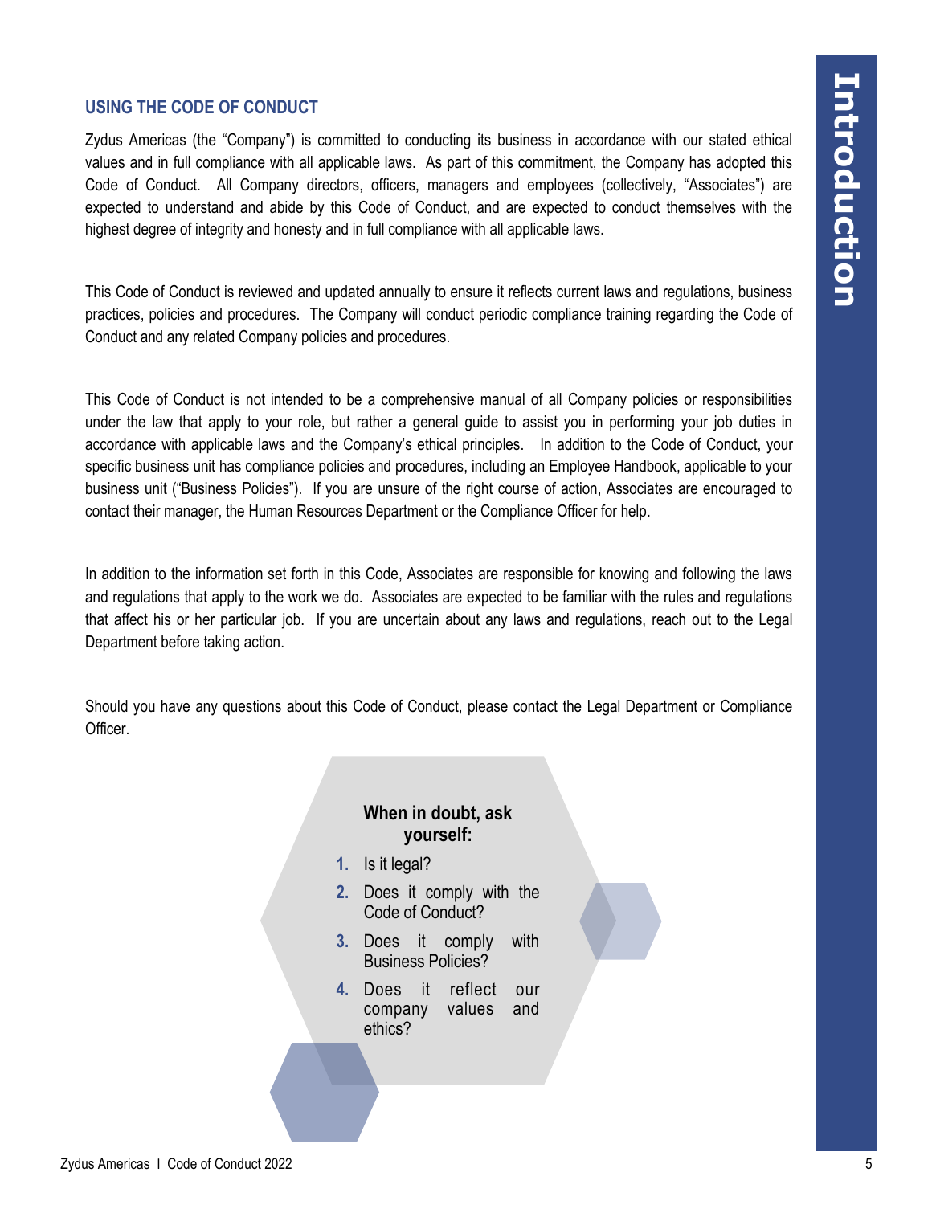## USING THE CODE OF CONDUCT

Zydus Americas (the "Company") is committed to conducting its business in accordance with our stated ethical values and in full compliance with all applicable laws. As part of this commitment, the Company has adopted this Code of Conduct. All Company directors, officers, managers and employees (collectively, "Associates") are expected to understand and abide by this Code of Conduct, and are expected to conduct themselves with the highest degree of integrity and honesty and in full compliance with all applicable laws.

This Code of Conduct is reviewed and updated annually to ensure it reflects current laws and regulations, business practices, policies and procedures. The Company will conduct periodic compliance training regarding the Code of Conduct and any related Company policies and procedures.

This Code of Conduct is not intended to be a comprehensive manual of all Company policies or responsibilities under the law that apply to your role, but rather a general guide to assist you in performing your job duties in accordance with applicable laws and the Company's ethical principles. In addition to the Code of Conduct, your specific business unit has compliance policies and procedures, including an Employee Handbook, applicable to your business unit ("Business Policies"). If you are unsure of the right course of action, Associates are encouraged to contact their manager, the Human Resources Department or the Compliance Officer for help.

In addition to the information set forth in this Code, Associates are responsible for knowing and following the laws and regulations that apply to the work we do. Associates are expected to be familiar with the rules and regulations that affect his or her particular job. If you are uncertain about any laws and regulations, reach out to the Legal Department before taking action.

Should you have any questions about this Code of Conduct, please contact the Legal Department or Compliance Officer.

**When in doubt, ask yourself:**

1. Is it legal?
2. Does it comply with the Code of Conduct?
3. Does it comply with Business Policies?
4. Does it reflect our company values and ethics?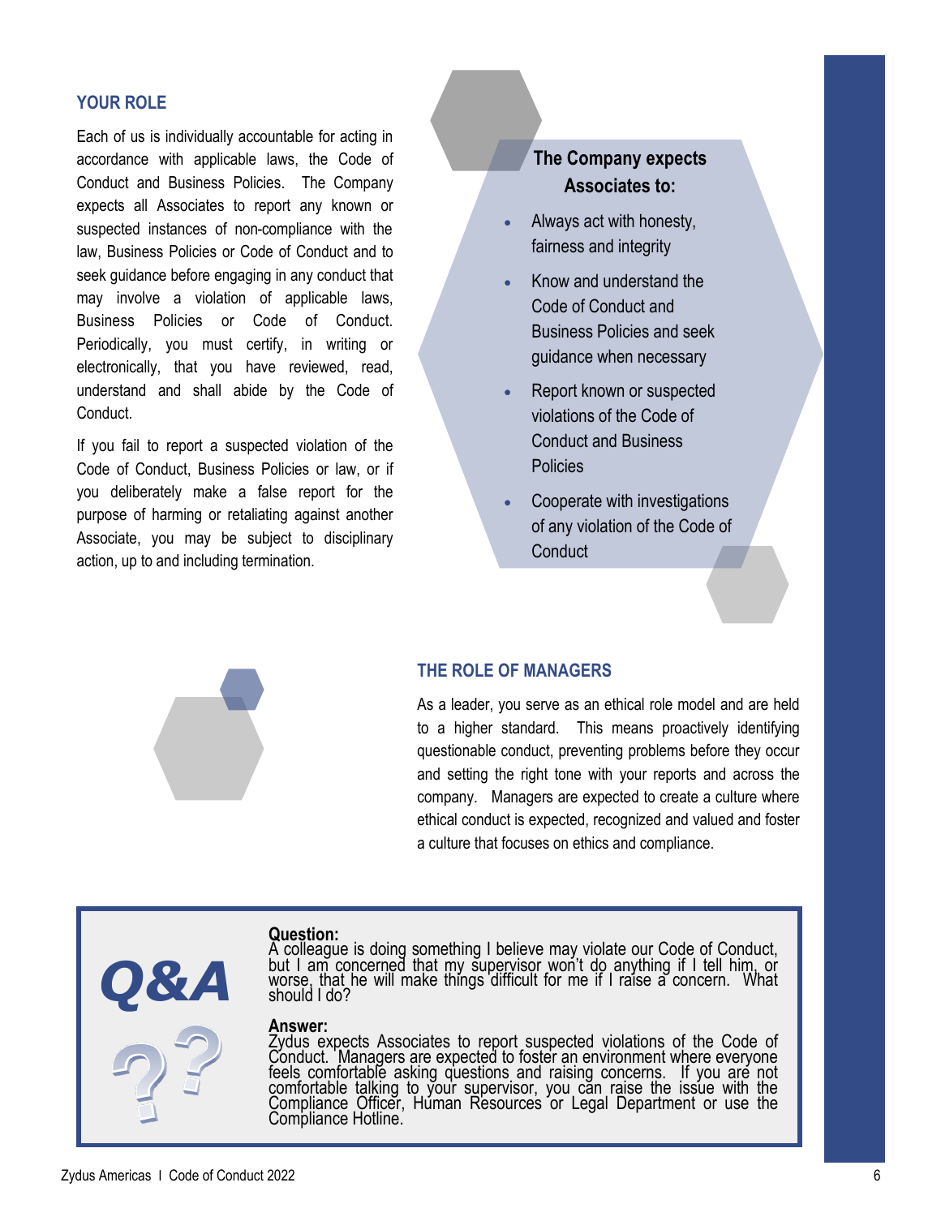## YOUR ROLE

Each of us is individually accountable for acting in accordance with applicable laws, the Code of Conduct and Business Policies. The Company expects all Associates to report any known or suspected instances of non-compliance with the law, Business Policies or Code of Conduct and to seek guidance before engaging in any conduct that may involve a violation of applicable laws, Business Policies or Code of Conduct. Periodically, you must certify, in writing or electronically, that you have reviewed, read, understand and shall abide by the Code of Conduct.

If you fail to report a suspected violation of the Code of Conduct, Business Policies or law, or if you deliberately make a false report for the purpose of harming or retaliating against another Associate, you may be subject to disciplinary action, up to and including termination.

**The Company expects Associates to:**

- Always act with honesty, fairness and integrity
- Know and understand the Code of Conduct and Business Policies and seek guidance when necessary
- Report known or suspected violations of the Code of Conduct and Business Policies
- Cooperate with investigations of any violation of the Code of Conduct

## THE ROLE OF MANAGERS

As a leader, you serve as an ethical role model and are held to a higher standard. This means proactively identifying questionable conduct, preventing problems before they occur and setting the right tone with your reports and across the company. Managers are expected to create a culture where ethical conduct is expected, recognized and valued and foster a culture that focuses on ethics and compliance.

### Q&A

**Question:**
A colleague is doing something I believe may violate our Code of Conduct, but I am concerned that my supervisor won't do anything if I tell him, or worse, that he will make things difficult for me if I raise a concern. What should I do?

**Answer:**
Zydus expects Associates to report suspected violations of the Code of Conduct. Managers are expected to foster an environment where everyone feels comfortable asking questions and raising concerns. If you are not comfortable talking to your supervisor, you can raise the issue with the Compliance Officer, Human Resources or Legal Department or use the Compliance Hotline.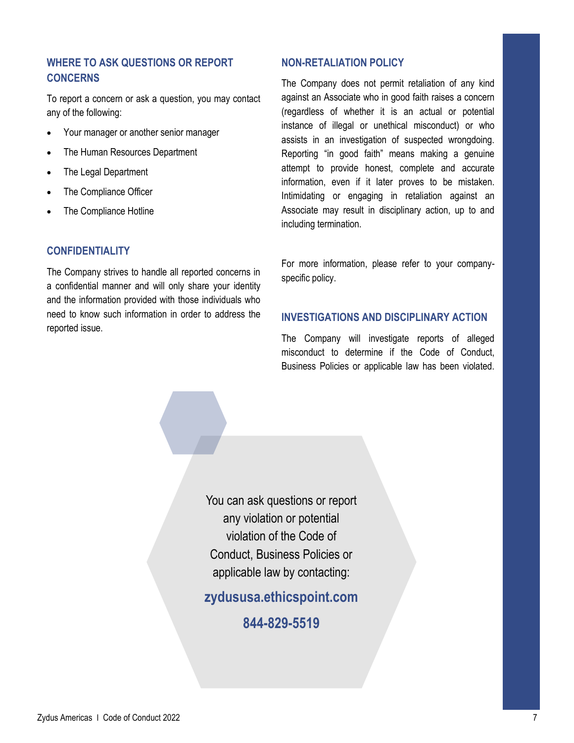## WHERE TO ASK QUESTIONS OR REPORT CONCERNS

To report a concern or ask a question, you may contact any of the following:

- Your manager or another senior manager
- The Human Resources Department
- The Legal Department
- The Compliance Officer
- The Compliance Hotline

## CONFIDENTIALITY

The Company strives to handle all reported concerns in a confidential manner and will only share your identity and the information provided with those individuals who need to know such information in order to address the reported issue.

## NON-RETALIATION POLICY

The Company does not permit retaliation of any kind against an Associate who in good faith raises a concern (regardless of whether it is an actual or potential instance of illegal or unethical misconduct) or who assists in an investigation of suspected wrongdoing. Reporting "in good faith" means making a genuine attempt to provide honest, complete and accurate information, even if it later proves to be mistaken. Intimidating or engaging in retaliation against an Associate may result in disciplinary action, up to and including termination.

For more information, please refer to your company-specific policy.

## INVESTIGATIONS AND DISCIPLINARY ACTION

The Company will investigate reports of alleged misconduct to determine if the Code of Conduct, Business Policies or applicable law has been violated.

You can ask questions or report any violation or potential violation of the Code of Conduct, Business Policies or applicable law by contacting:

**zydususa.ethicspoint.com**

**844-829-5519**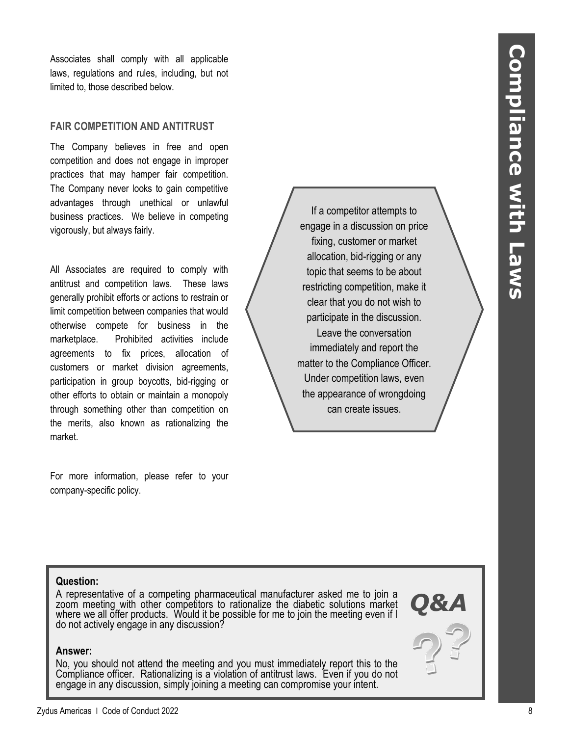# Compliance with Laws

Associates shall comply with all applicable laws, regulations and rules, including, but not limited to, those described below.

## FAIR COMPETITION AND ANTITRUST

The Company believes in free and open competition and does not engage in improper practices that may hamper fair competition. The Company never looks to gain competitive advantages through unethical or unlawful business practices. We believe in competing vigorously, but always fairly.

All Associates are required to comply with antitrust and competition laws. These laws generally prohibit efforts or actions to restrain or limit competition between companies that would otherwise compete for business in the marketplace. Prohibited activities include agreements to fix prices, allocation of customers or market division agreements, participation in group boycotts, bid-rigging or other efforts to obtain or maintain a monopoly through something other than competition on the merits, also known as rationalizing the market.

For more information, please refer to your company-specific policy.

> If a competitor attempts to engage in a discussion on price fixing, customer or market allocation, bid-rigging or any topic that seems to be about restricting competition, make it clear that you do not wish to participate in the discussion. Leave the conversation immediately and report the matter to the Compliance Officer. Under competition laws, even the appearance of wrongdoing can create issues.

### Q&A

**Question:**

A representative of a competing pharmaceutical manufacturer asked me to join a zoom meeting with other competitors to rationalize the diabetic solutions market where we all offer products. Would it be possible for me to join the meeting even if I do not actively engage in any discussion?

**Answer:**

No, you should not attend the meeting and you must immediately report this to the Compliance officer. Rationalizing is a violation of antitrust laws. Even if you do not engage in any discussion, simply joining a meeting can compromise your intent.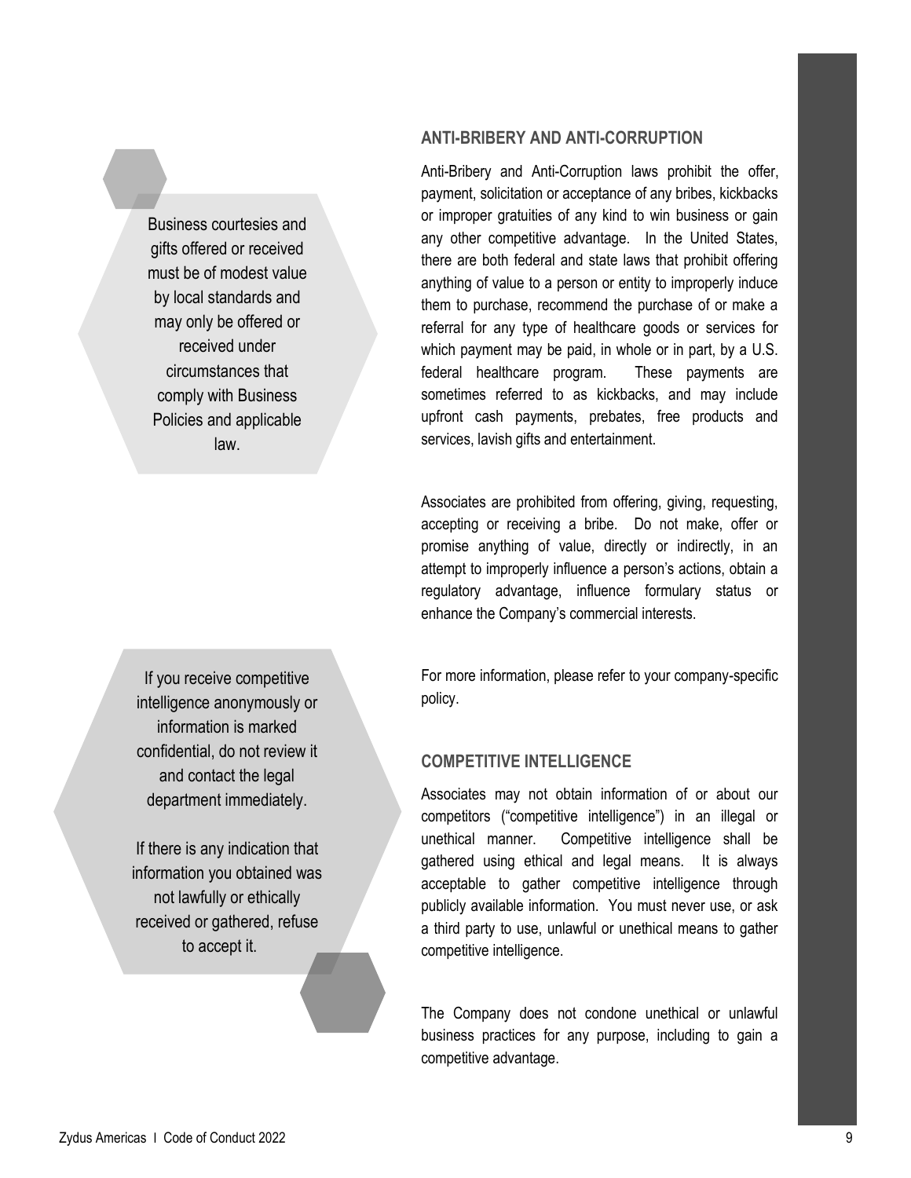> Business courtesies and gifts offered or received must be of modest value by local standards and may only be offered or received under circumstances that comply with Business Policies and applicable law.

## ANTI-BRIBERY AND ANTI-CORRUPTION

Anti-Bribery and Anti-Corruption laws prohibit the offer, payment, solicitation or acceptance of any bribes, kickbacks or improper gratuities of any kind to win business or gain any other competitive advantage. In the United States, there are both federal and state laws that prohibit offering anything of value to a person or entity to improperly induce them to purchase, recommend the purchase of or make a referral for any type of healthcare goods or services for which payment may be paid, in whole or in part, by a U.S. federal healthcare program. These payments are sometimes referred to as kickbacks, and may include upfront cash payments, prebates, free products and services, lavish gifts and entertainment.

Associates are prohibited from offering, giving, requesting, accepting or receiving a bribe. Do not make, offer or promise anything of value, directly or indirectly, in an attempt to improperly influence a person's actions, obtain a regulatory advantage, influence formulary status or enhance the Company's commercial interests.

For more information, please refer to your company-specific policy.

> If you receive competitive intelligence anonymously or information is marked confidential, do not review it and contact the legal department immediately.
>
> If there is any indication that information you obtained was not lawfully or ethically received or gathered, refuse to accept it.

## COMPETITIVE INTELLIGENCE

Associates may not obtain information of or about our competitors ("competitive intelligence") in an illegal or unethical manner. Competitive intelligence shall be gathered using ethical and legal means. It is always acceptable to gather competitive intelligence through publicly available information. You must never use, or ask a third party to use, unlawful or unethical means to gather competitive intelligence.

The Company does not condone unethical or unlawful business practices for any purpose, including to gain a competitive advantage.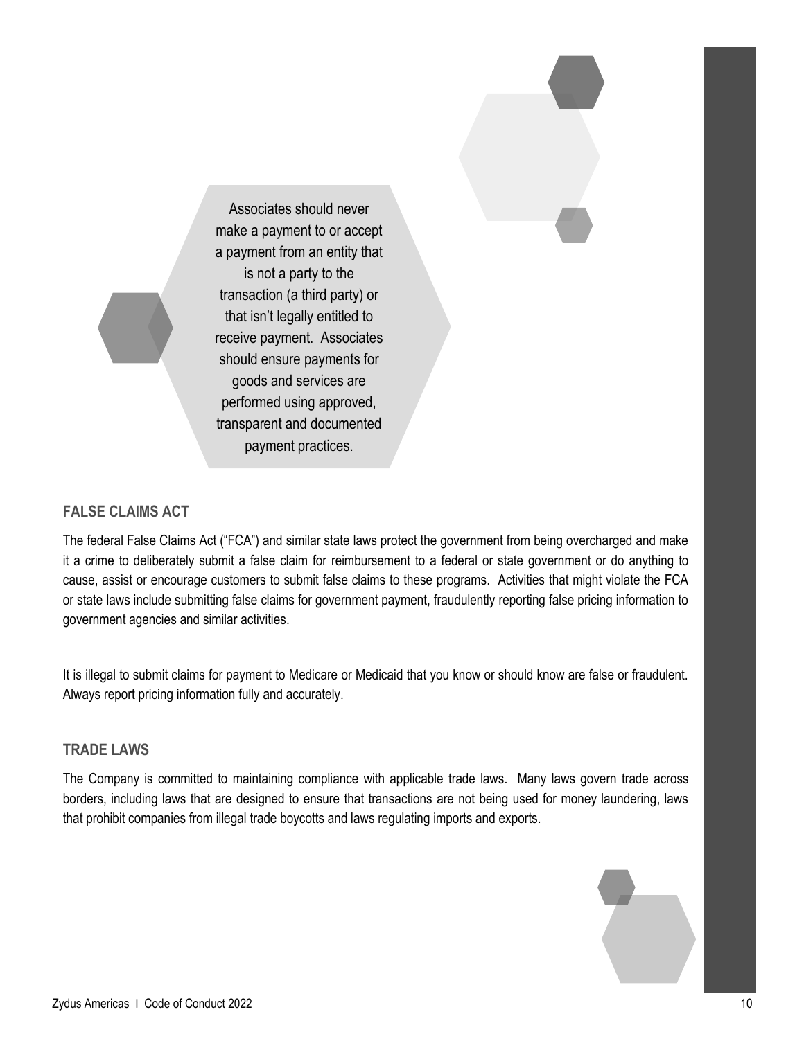Associates should never make a payment to or accept a payment from an entity that is not a party to the transaction (a third party) or that isn't legally entitled to receive payment. Associates should ensure payments for goods and services are performed using approved, transparent and documented payment practices.

## FALSE CLAIMS ACT

The federal False Claims Act ("FCA") and similar state laws protect the government from being overcharged and make it a crime to deliberately submit a false claim for reimbursement to a federal or state government or do anything to cause, assist or encourage customers to submit false claims to these programs. Activities that might violate the FCA or state laws include submitting false claims for government payment, fraudulently reporting false pricing information to government agencies and similar activities.

It is illegal to submit claims for payment to Medicare or Medicaid that you know or should know are false or fraudulent. Always report pricing information fully and accurately.

## TRADE LAWS

The Company is committed to maintaining compliance with applicable trade laws. Many laws govern trade across borders, including laws that are designed to ensure that transactions are not being used for money laundering, laws that prohibit companies from illegal trade boycotts and laws regulating imports and exports.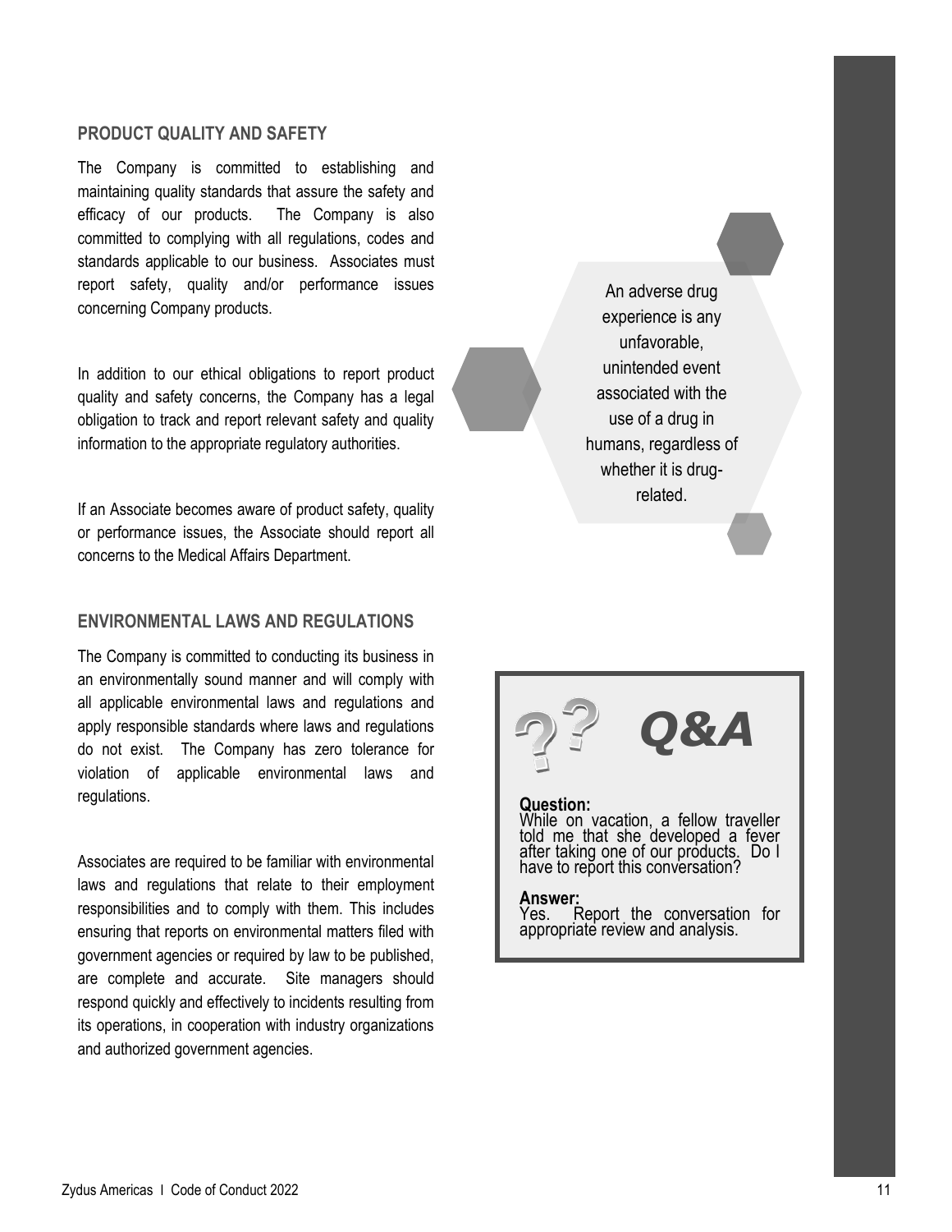## PRODUCT QUALITY AND SAFETY

The Company is committed to establishing and maintaining quality standards that assure the safety and efficacy of our products. The Company is also committed to complying with all regulations, codes and standards applicable to our business. Associates must report safety, quality and/or performance issues concerning Company products.

In addition to our ethical obligations to report product quality and safety concerns, the Company has a legal obligation to track and report relevant safety and quality information to the appropriate regulatory authorities.

If an Associate becomes aware of product safety, quality or performance issues, the Associate should report all concerns to the Medical Affairs Department.

An adverse drug experience is any unfavorable, unintended event associated with the use of a drug in humans, regardless of whether it is drug-related.

## ENVIRONMENTAL LAWS AND REGULATIONS

The Company is committed to conducting its business in an environmentally sound manner and will comply with all applicable environmental laws and regulations and apply responsible standards where laws and regulations do not exist. The Company has zero tolerance for violation of applicable environmental laws and regulations.

Associates are required to be familiar with environmental laws and regulations that relate to their employment responsibilities and to comply with them. This includes ensuring that reports on environmental matters filed with government agencies or required by law to be published, are complete and accurate. Site managers should respond quickly and effectively to incidents resulting from its operations, in cooperation with industry organizations and authorized government agencies.

### Q&A

**Question:**
While on vacation, a fellow traveller told me that she developed a fever after taking one of our products. Do I have to report this conversation?

**Answer:**
Yes. Report the conversation for appropriate review and analysis.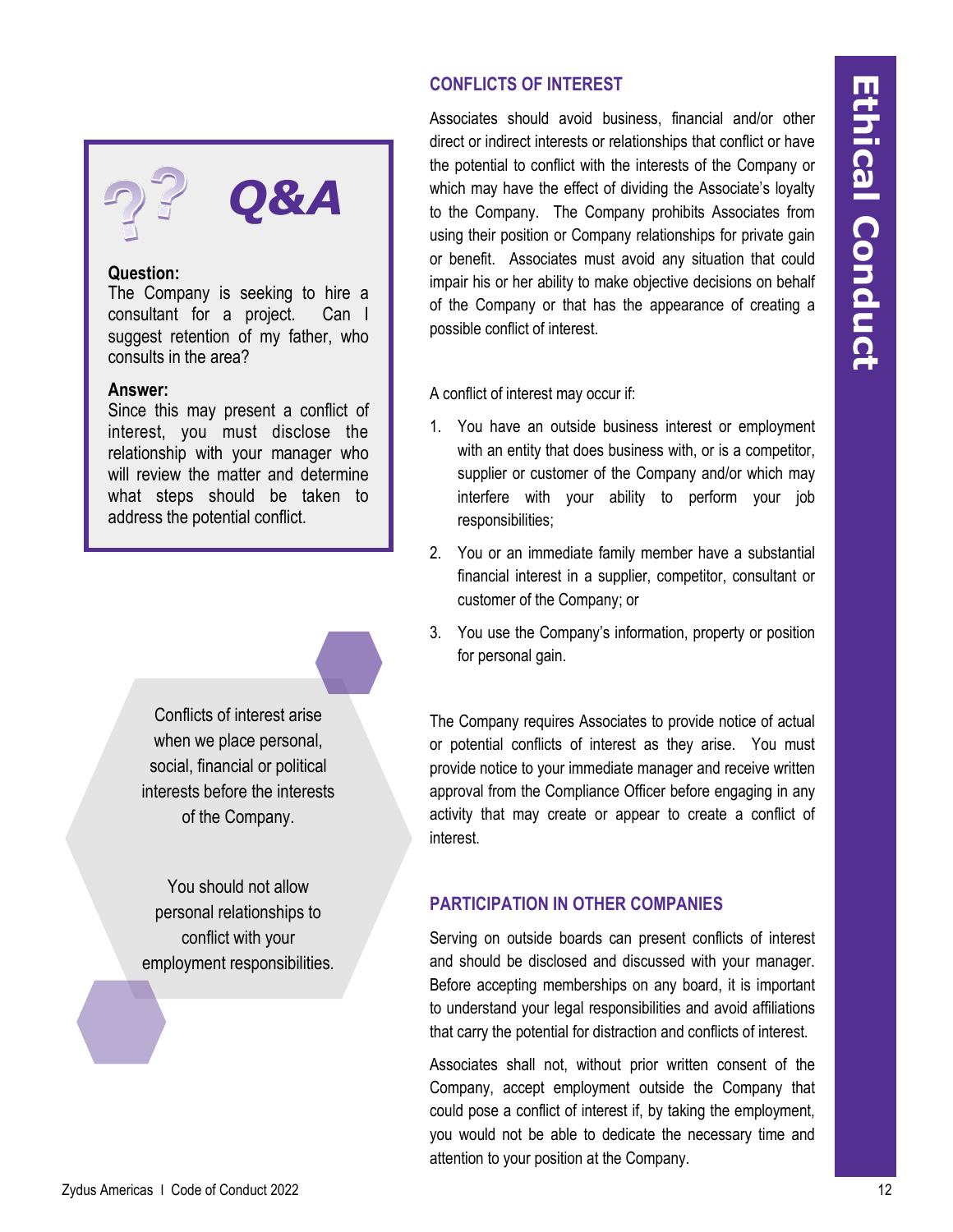## CONFLICTS OF INTEREST

Associates should avoid business, financial and/or other direct or indirect interests or relationships that conflict or have the potential to conflict with the interests of the Company or which may have the effect of dividing the Associate's loyalty to the Company. The Company prohibits Associates from using their position or Company relationships for private gain or benefit. Associates must avoid any situation that could impair his or her ability to make objective decisions on behalf of the Company or that has the appearance of creating a possible conflict of interest.

A conflict of interest may occur if:

1. You have an outside business interest or employment with an entity that does business with, or is a competitor, supplier or customer of the Company and/or which may interfere with your ability to perform your job responsibilities;
2. You or an immediate family member have a substantial financial interest in a supplier, competitor, consultant or customer of the Company; or
3. You use the Company's information, property or position for personal gain.

The Company requires Associates to provide notice of actual or potential conflicts of interest as they arise. You must provide notice to your immediate manager and receive written approval from the Compliance Officer before engaging in any activity that may create or appear to create a conflict of interest.

### Q&A

**Question:**
The Company is seeking to hire a consultant for a project. Can I suggest retention of my father, who consults in the area?

**Answer:**
Since this may present a conflict of interest, you must disclose the relationship with your manager who will review the matter and determine what steps should be taken to address the potential conflict.

Conflicts of interest arise when we place personal, social, financial or political interests before the interests of the Company.

You should not allow personal relationships to conflict with your employment responsibilities.

## PARTICIPATION IN OTHER COMPANIES

Serving on outside boards can present conflicts of interest and should be disclosed and discussed with your manager. Before accepting memberships on any board, it is important to understand your legal responsibilities and avoid affiliations that carry the potential for distraction and conflicts of interest.

Associates shall not, without prior written consent of the Company, accept employment outside the Company that could pose a conflict of interest if, by taking the employment, you would not be able to dedicate the necessary time and attention to your position at the Company.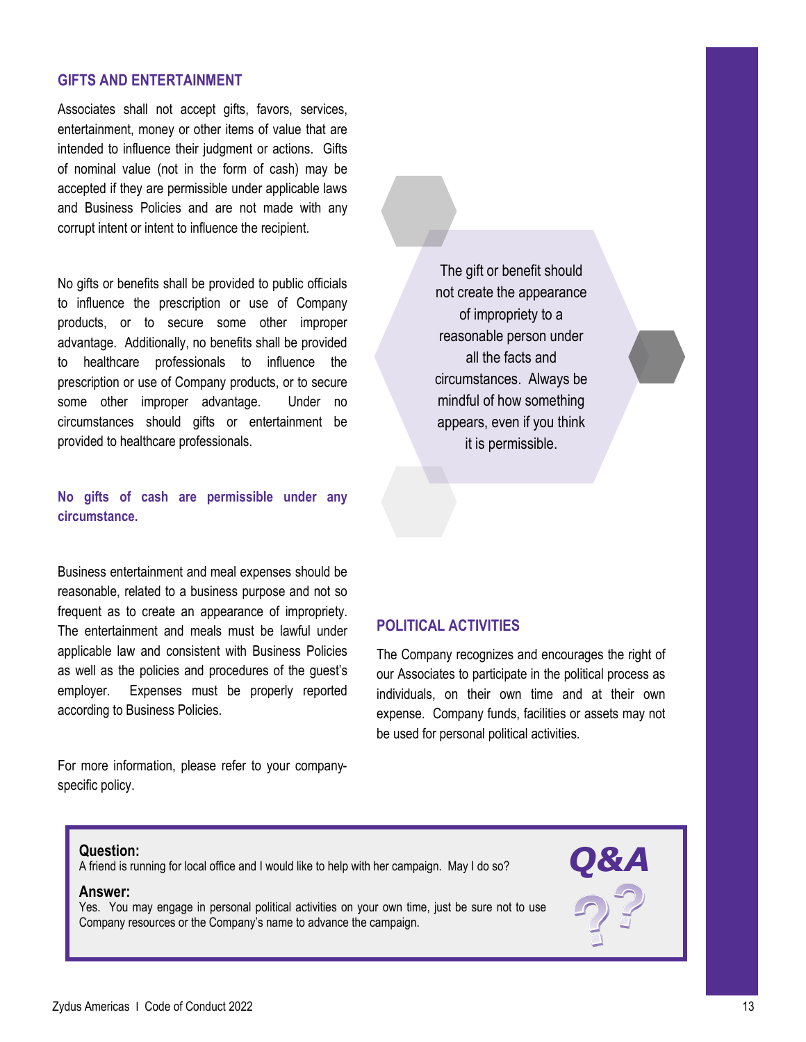## GIFTS AND ENTERTAINMENT

Associates shall not accept gifts, favors, services, entertainment, money or other items of value that are intended to influence their judgment or actions. Gifts of nominal value (not in the form of cash) may be accepted if they are permissible under applicable laws and Business Policies and are not made with any corrupt intent or intent to influence the recipient.

No gifts or benefits shall be provided to public officials to influence the prescription or use of Company products, or to secure some other improper advantage. Additionally, no benefits shall be provided to healthcare professionals to influence the prescription or use of Company products, or to secure some other improper advantage. Under no circumstances should gifts or entertainment be provided to healthcare professionals.

**No gifts of cash are permissible under any circumstance.**

Business entertainment and meal expenses should be reasonable, related to a business purpose and not so frequent as to create an appearance of impropriety. The entertainment and meals must be lawful under applicable law and consistent with Business Policies as well as the policies and procedures of the guest's employer. Expenses must be properly reported according to Business Policies.

For more information, please refer to your company-specific policy.

The gift or benefit should not create the appearance of impropriety to a reasonable person under all the facts and circumstances. Always be mindful of how something appears, even if you think it is permissible.

## POLITICAL ACTIVITIES

The Company recognizes and encourages the right of our Associates to participate in the political process as individuals, on their own time and at their own expense. Company funds, facilities or assets may not be used for personal political activities.

**Q&A**

**Question:**
A friend is running for local office and I would like to help with her campaign. May I do so?

**Answer:**
Yes. You may engage in personal political activities on your own time, just be sure not to use Company resources or the Company's name to advance the campaign.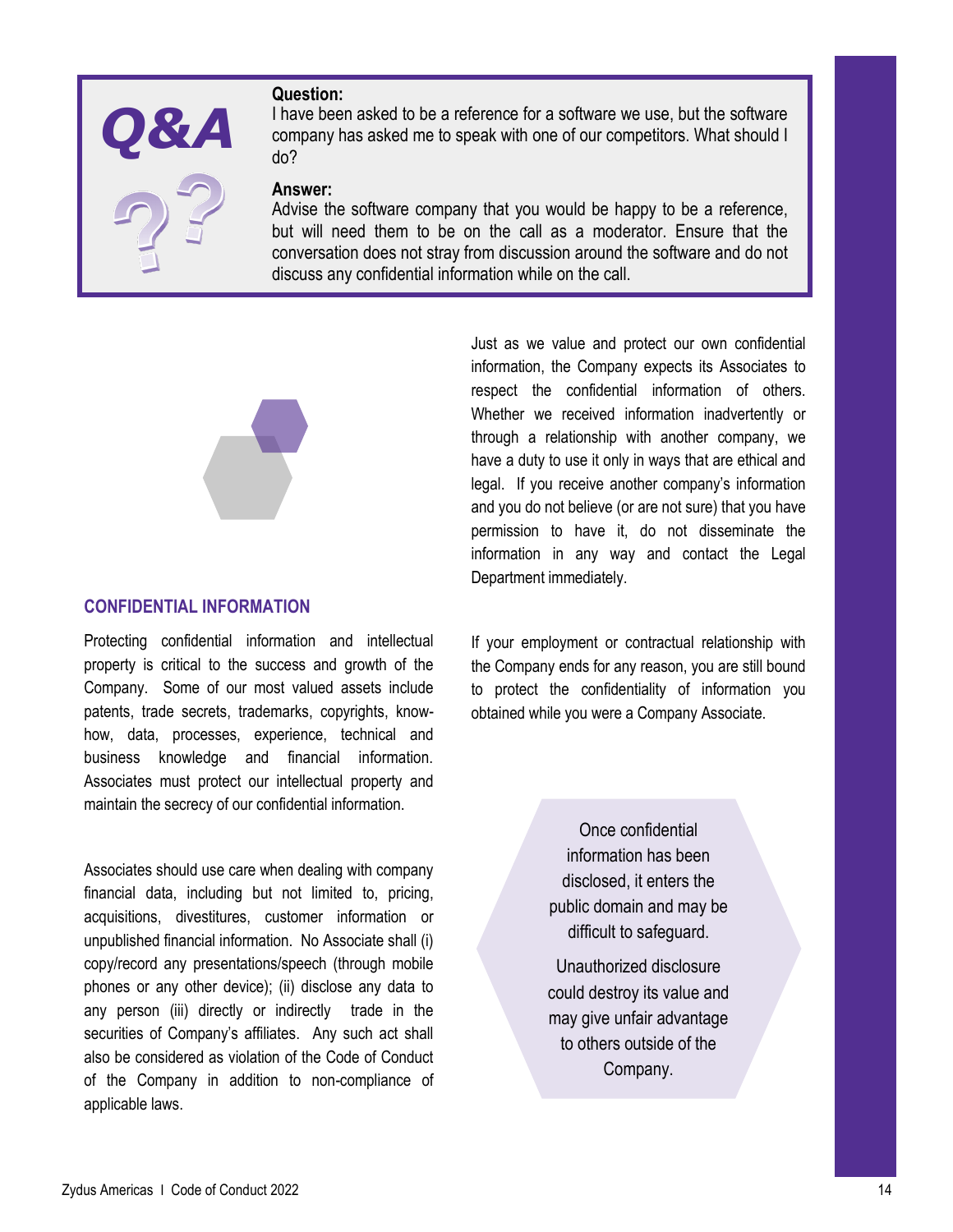**Q&A**

**Question:**
I have been asked to be a reference for a software we use, but the software company has asked me to speak with one of our competitors. What should I do?

**Answer:**
Advise the software company that you would be happy to be a reference, but will need them to be on the call as a moderator. Ensure that the conversation does not stray from discussion around the software and do not discuss any confidential information while on the call.

## CONFIDENTIAL INFORMATION

Protecting confidential information and intellectual property is critical to the success and growth of the Company. Some of our most valued assets include patents, trade secrets, trademarks, copyrights, know-how, data, processes, experience, technical and business knowledge and financial information. Associates must protect our intellectual property and maintain the secrecy of our confidential information.

Associates should use care when dealing with company financial data, including but not limited to, pricing, acquisitions, divestitures, customer information or unpublished financial information. No Associate shall (i) copy/record any presentations/speech (through mobile phones or any other device); (ii) disclose any data to any person (iii) directly or indirectly trade in the securities of Company's affiliates. Any such act shall also be considered as violation of the Code of Conduct of the Company in addition to non-compliance of applicable laws.

Just as we value and protect our own confidential information, the Company expects its Associates to respect the confidential information of others. Whether we received information inadvertently or through a relationship with another company, we have a duty to use it only in ways that are ethical and legal. If you receive another company's information and you do not believe (or are not sure) that you have permission to have it, do not disseminate the information in any way and contact the Legal Department immediately.

If your employment or contractual relationship with the Company ends for any reason, you are still bound to protect the confidentiality of information you obtained while you were a Company Associate.

Once confidential information has been disclosed, it enters the public domain and may be difficult to safeguard.

Unauthorized disclosure could destroy its value and may give unfair advantage to others outside of the Company.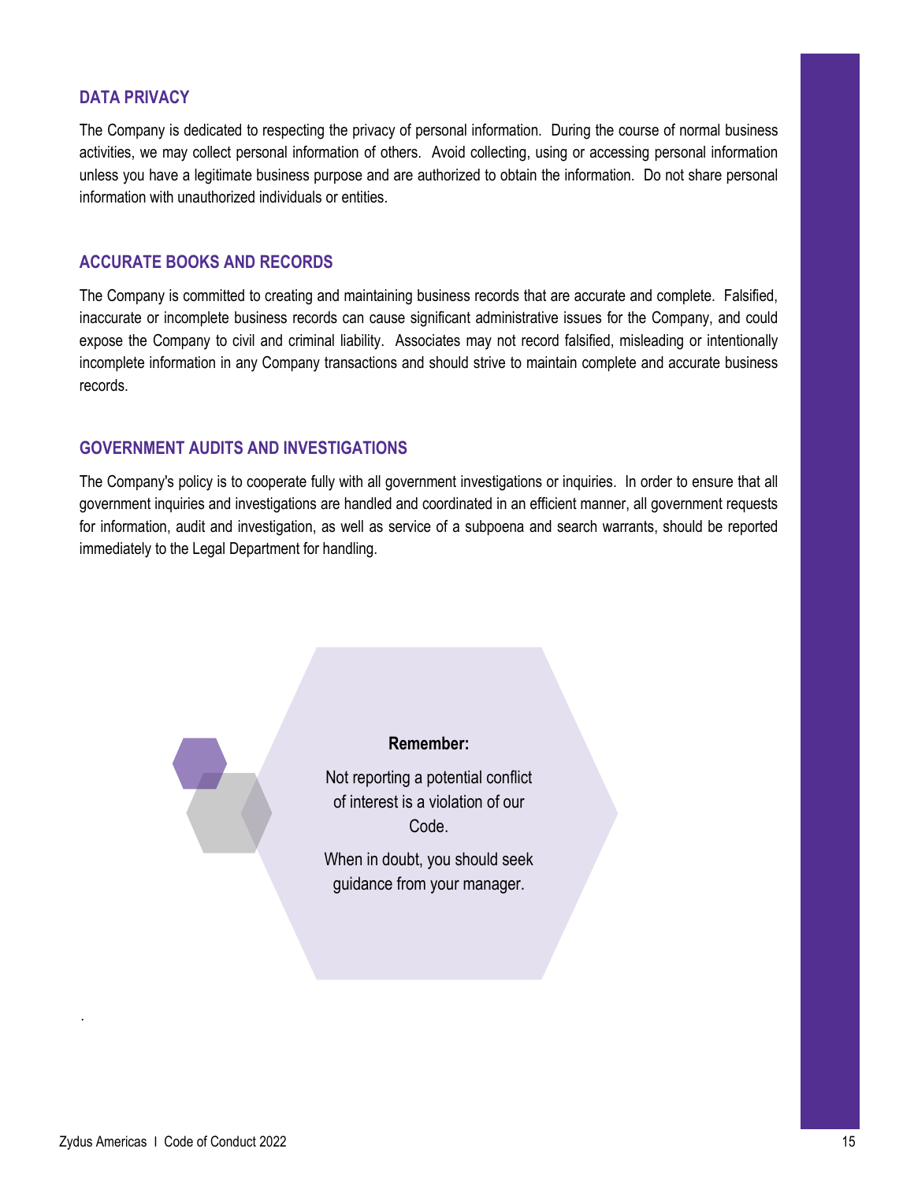## DATA PRIVACY

The Company is dedicated to respecting the privacy of personal information. During the course of normal business activities, we may collect personal information of others. Avoid collecting, using or accessing personal information unless you have a legitimate business purpose and are authorized to obtain the information. Do not share personal information with unauthorized individuals or entities.

## ACCURATE BOOKS AND RECORDS

The Company is committed to creating and maintaining business records that are accurate and complete. Falsified, inaccurate or incomplete business records can cause significant administrative issues for the Company, and could expose the Company to civil and criminal liability. Associates may not record falsified, misleading or intentionally incomplete information in any Company transactions and should strive to maintain complete and accurate business records.

## GOVERNMENT AUDITS AND INVESTIGATIONS

The Company's policy is to cooperate fully with all government investigations or inquiries. In order to ensure that all government inquiries and investigations are handled and coordinated in an efficient manner, all government requests for information, audit and investigation, as well as service of a subpoena and search warrants, should be reported immediately to the Legal Department for handling.

**Remember:**

Not reporting a potential conflict of interest is a violation of our Code.

When in doubt, you should seek guidance from your manager.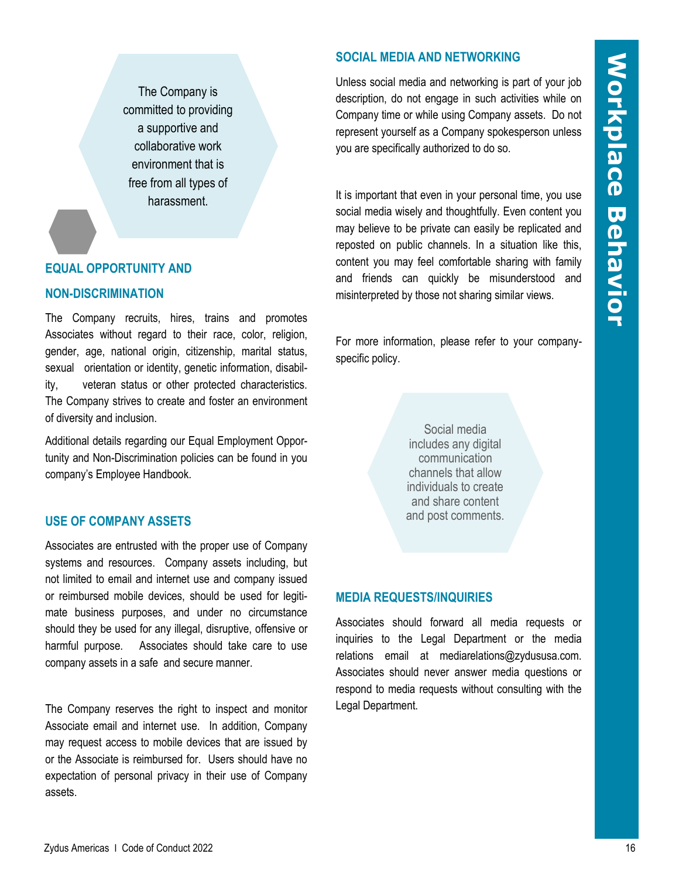# Workplace Behavior

> The Company is committed to providing a supportive and collaborative work environment that is free from all types of harassment.

## EQUAL OPPORTUNITY AND NON-DISCRIMINATION

The Company recruits, hires, trains and promotes Associates without regard to their race, color, religion, gender, age, national origin, citizenship, marital status, sexual orientation or identity, genetic information, disability, veteran status or other protected characteristics. The Company strives to create and foster an environment of diversity and inclusion.

Additional details regarding our Equal Employment Opportunity and Non-Discrimination policies can be found in you company's Employee Handbook.

## USE OF COMPANY ASSETS

Associates are entrusted with the proper use of Company systems and resources. Company assets including, but not limited to email and internet use and company issued or reimbursed mobile devices, should be used for legitimate business purposes, and under no circumstance should they be used for any illegal, disruptive, offensive or harmful purpose. Associates should take care to use company assets in a safe and secure manner.

The Company reserves the right to inspect and monitor Associate email and internet use. In addition, Company may request access to mobile devices that are issued by or the Associate is reimbursed for. Users should have no expectation of personal privacy in their use of Company assets.

## SOCIAL MEDIA AND NETWORKING

Unless social media and networking is part of your job description, do not engage in such activities while on Company time or while using Company assets. Do not represent yourself as a Company spokesperson unless you are specifically authorized to do so.

It is important that even in your personal time, you use social media wisely and thoughtfully. Even content you may believe to be private can easily be replicated and reposted on public channels. In a situation like this, content you may feel comfortable sharing with family and friends can quickly be misunderstood and misinterpreted by those not sharing similar views.

For more information, please refer to your company-specific policy.

> Social media includes any digital communication channels that allow individuals to create and share content and post comments.

## MEDIA REQUESTS/INQUIRIES

Associates should forward all media requests or inquiries to the Legal Department or the media relations email at mediarelations@zydususa.com. Associates should never answer media questions or respond to media requests without consulting with the Legal Department.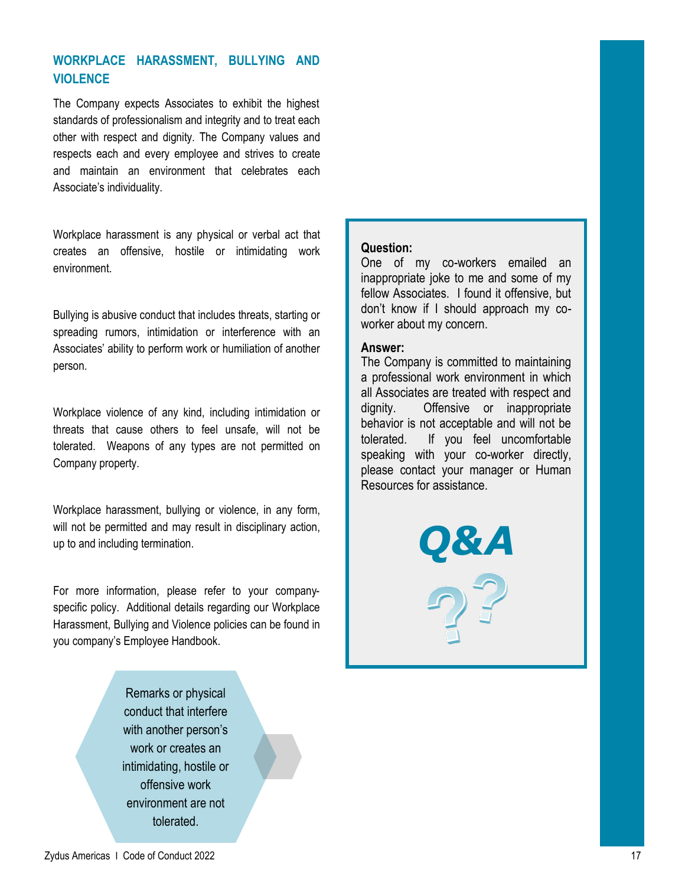## WORKPLACE HARASSMENT, BULLYING AND VIOLENCE

The Company expects Associates to exhibit the highest standards of professionalism and integrity and to treat each other with respect and dignity. The Company values and respects each and every employee and strives to create and maintain an environment that celebrates each Associate's individuality.

Workplace harassment is any physical or verbal act that creates an offensive, hostile or intimidating work environment.

Bullying is abusive conduct that includes threats, starting or spreading rumors, intimidation or interference with an Associates' ability to perform work or humiliation of another person.

Workplace violence of any kind, including intimidation or threats that cause others to feel unsafe, will not be tolerated. Weapons of any types are not permitted on Company property.

Workplace harassment, bullying or violence, in any form, will not be permitted and may result in disciplinary action, up to and including termination.

For more information, please refer to your company-specific policy. Additional details regarding our Workplace Harassment, Bullying and Violence policies can be found in you company's Employee Handbook.

Remarks or physical conduct that interfere with another person's work or creates an intimidating, hostile or offensive work environment are not tolerated.

**Question:**
One of my co-workers emailed an inappropriate joke to me and some of my fellow Associates. I found it offensive, but don't know if I should approach my co-worker about my concern.

**Answer:**
The Company is committed to maintaining a professional work environment in which all Associates are treated with respect and dignity. Offensive or inappropriate behavior is not acceptable and will not be tolerated. If you feel uncomfortable speaking with your co-worker directly, please contact your manager or Human Resources for assistance.

***Q&A***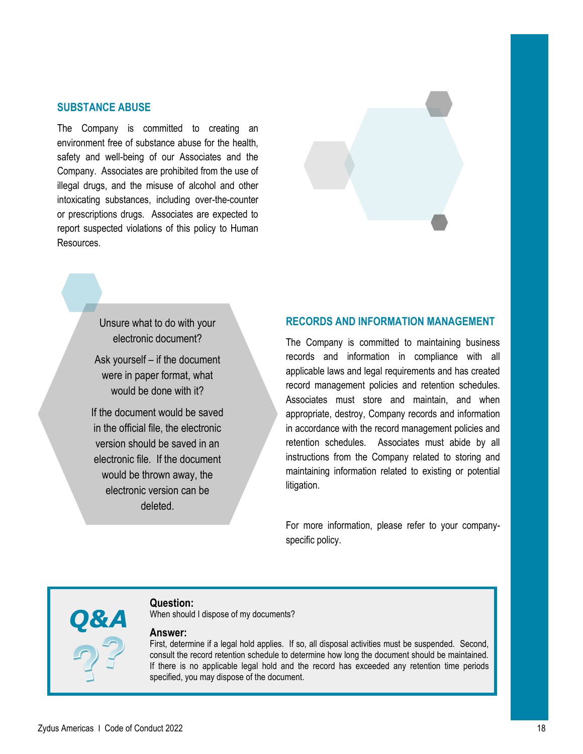## SUBSTANCE ABUSE

The Company is committed to creating an environment free of substance abuse for the health, safety and well-being of our Associates and the Company. Associates are prohibited from the use of illegal drugs, and the misuse of alcohol and other intoxicating substances, including over-the-counter or prescriptions drugs. Associates are expected to report suspected violations of this policy to Human Resources.

Unsure what to do with your electronic document?

Ask yourself – if the document were in paper format, what would be done with it?

If the document would be saved in the official file, the electronic version should be saved in an electronic file. If the document would be thrown away, the electronic version can be deleted.

## RECORDS AND INFORMATION MANAGEMENT

The Company is committed to maintaining business records and information in compliance with all applicable laws and legal requirements and has created record management policies and retention schedules. Associates must store and maintain, and when appropriate, destroy, Company records and information in accordance with the record management policies and retention schedules. Associates must abide by all instructions from the Company related to storing and maintaining information related to existing or potential litigation.

For more information, please refer to your company-specific policy.

**Q&A**

**Question:**
When should I dispose of my documents?

**Answer:**
First, determine if a legal hold applies. If so, all disposal activities must be suspended. Second, consult the record retention schedule to determine how long the document should be maintained. If there is no applicable legal hold and the record has exceeded any retention time periods specified, you may dispose of the document.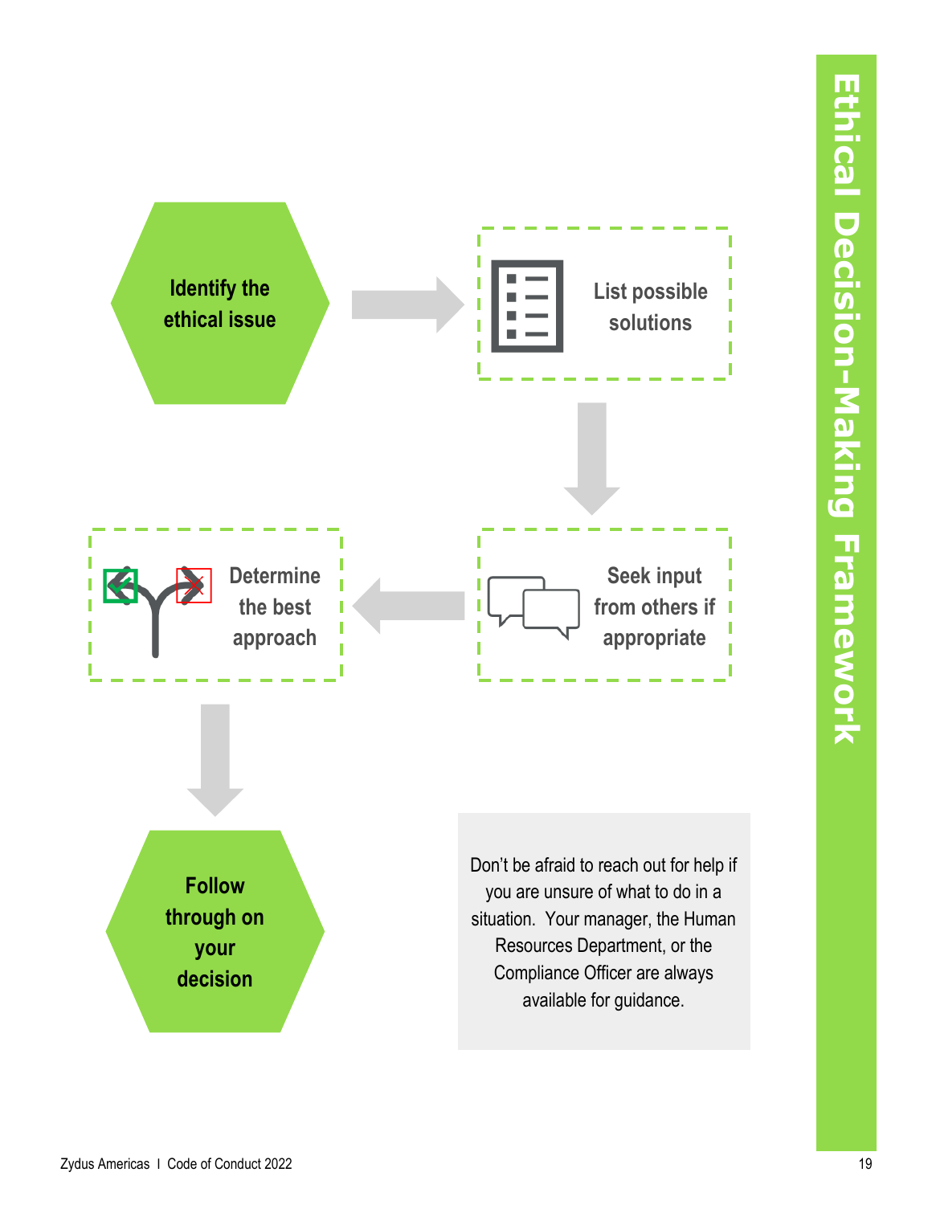# Ethical Decision-Making Framework

1. Identify the ethical issue
2. List possible solutions
3. Seek input from others if appropriate
4. Determine the best approach
5. Follow through on your decision

Don't be afraid to reach out for help if you are unsure of what to do in a situation. Your manager, the Human Resources Department, or the Compliance Officer are always available for guidance.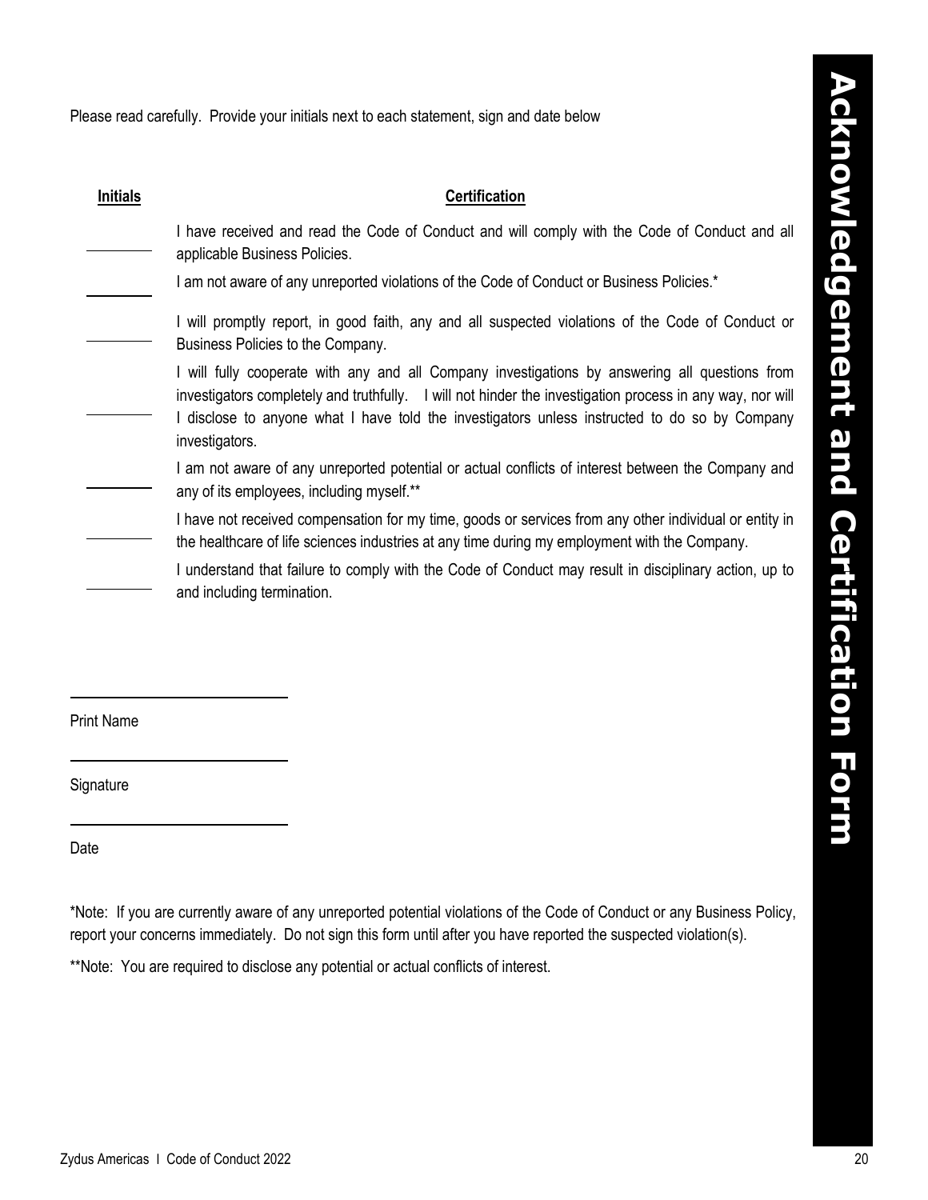# Acknowledgement and Certification Form

Please read carefully. Provide your initials next to each statement, sign and date below

| Initials | Certification |
|---|---|
| ________ | I have received and read the Code of Conduct and will comply with the Code of Conduct and all applicable Business Policies. |
| ________ | I am not aware of any unreported violations of the Code of Conduct or Business Policies.* |
| ________ | I will promptly report, in good faith, any and all suspected violations of the Code of Conduct or Business Policies to the Company. |
| ________ | I will fully cooperate with any and all Company investigations by answering all questions from investigators completely and truthfully. I will not hinder the investigation process in any way, nor will I disclose to anyone what I have told the investigators unless instructed to do so by Company investigators. |
| ________ | I am not aware of any unreported potential or actual conflicts of interest between the Company and any of its employees, including myself.** |
| ________ | I have not received compensation for my time, goods or services from any other individual or entity in the healthcare of life sciences industries at any time during my employment with the Company. |
| ________ | I understand that failure to comply with the Code of Conduct may result in disciplinary action, up to and including termination. |

______________________________

Print Name

______________________________

Signature

______________________________

Date

*Note: If you are currently aware of any unreported potential violations of the Code of Conduct or any Business Policy, report your concerns immediately. Do not sign this form until after you have reported the suspected violation(s).

**Note: You are required to disclose any potential or actual conflicts of interest.